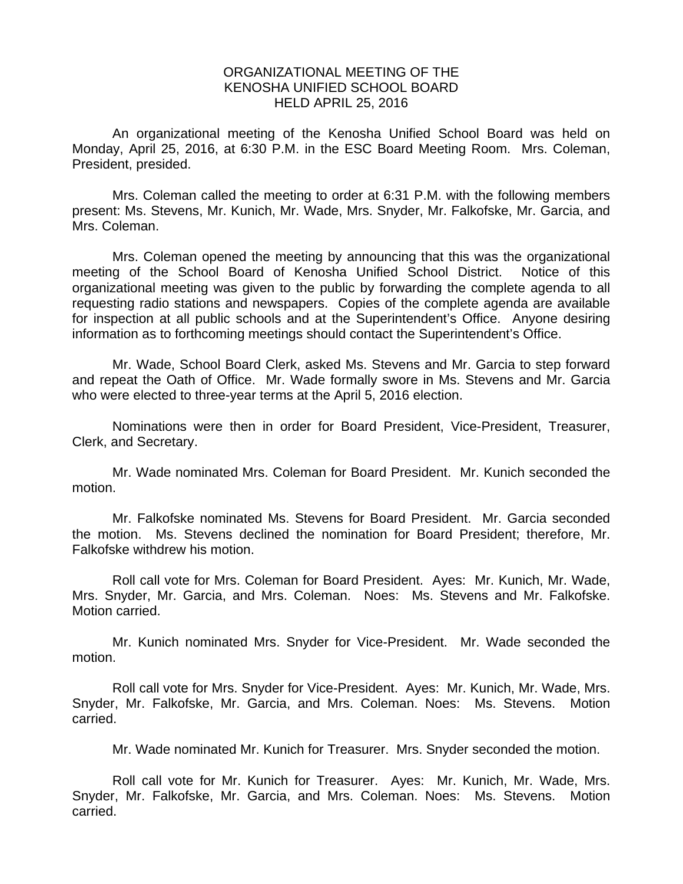# ORGANIZATIONAL MEETING OF THE KENOSHA UNIFIED SCHOOL BOARD HELD APRIL 25, 2016

An organizational meeting of the Kenosha Unified School Board was held on Monday, April 25, 2016, at 6:30 P.M. in the ESC Board Meeting Room. Mrs. Coleman, President, presided.

Mrs. Coleman called the meeting to order at 6:31 P.M. with the following members present: Ms. Stevens, Mr. Kunich, Mr. Wade, Mrs. Snyder, Mr. Falkofske, Mr. Garcia, and Mrs. Coleman.

Mrs. Coleman opened the meeting by announcing that this was the organizational meeting of the School Board of Kenosha Unified School District. Notice of this organizational meeting was given to the public by forwarding the complete agenda to all requesting radio stations and newspapers. Copies of the complete agenda are available for inspection at all public schools and at the Superintendent's Office. Anyone desiring information as to forthcoming meetings should contact the Superintendent's Office.

Mr. Wade, School Board Clerk, asked Ms. Stevens and Mr. Garcia to step forward and repeat the Oath of Office. Mr. Wade formally swore in Ms. Stevens and Mr. Garcia who were elected to three-year terms at the April 5, 2016 election.

Nominations were then in order for Board President, Vice-President, Treasurer, Clerk, and Secretary.

Mr. Wade nominated Mrs. Coleman for Board President. Mr. Kunich seconded the motion.

Mr. Falkofske nominated Ms. Stevens for Board President. Mr. Garcia seconded the motion. Ms. Stevens declined the nomination for Board President; therefore, Mr. Falkofske withdrew his motion.

Roll call vote for Mrs. Coleman for Board President. Ayes: Mr. Kunich, Mr. Wade, Mrs. Snyder, Mr. Garcia, and Mrs. Coleman. Noes: Ms. Stevens and Mr. Falkofske. Motion carried.

Mr. Kunich nominated Mrs. Snyder for Vice-President. Mr. Wade seconded the motion.

Roll call vote for Mrs. Snyder for Vice-President. Ayes: Mr. Kunich, Mr. Wade, Mrs. Snyder, Mr. Falkofske, Mr. Garcia, and Mrs. Coleman. Noes: Ms. Stevens. Motion carried.

Mr. Wade nominated Mr. Kunich for Treasurer. Mrs. Snyder seconded the motion.

Roll call vote for Mr. Kunich for Treasurer. Ayes: Mr. Kunich, Mr. Wade, Mrs. Snyder, Mr. Falkofske, Mr. Garcia, and Mrs. Coleman. Noes: Ms. Stevens. Motion carried.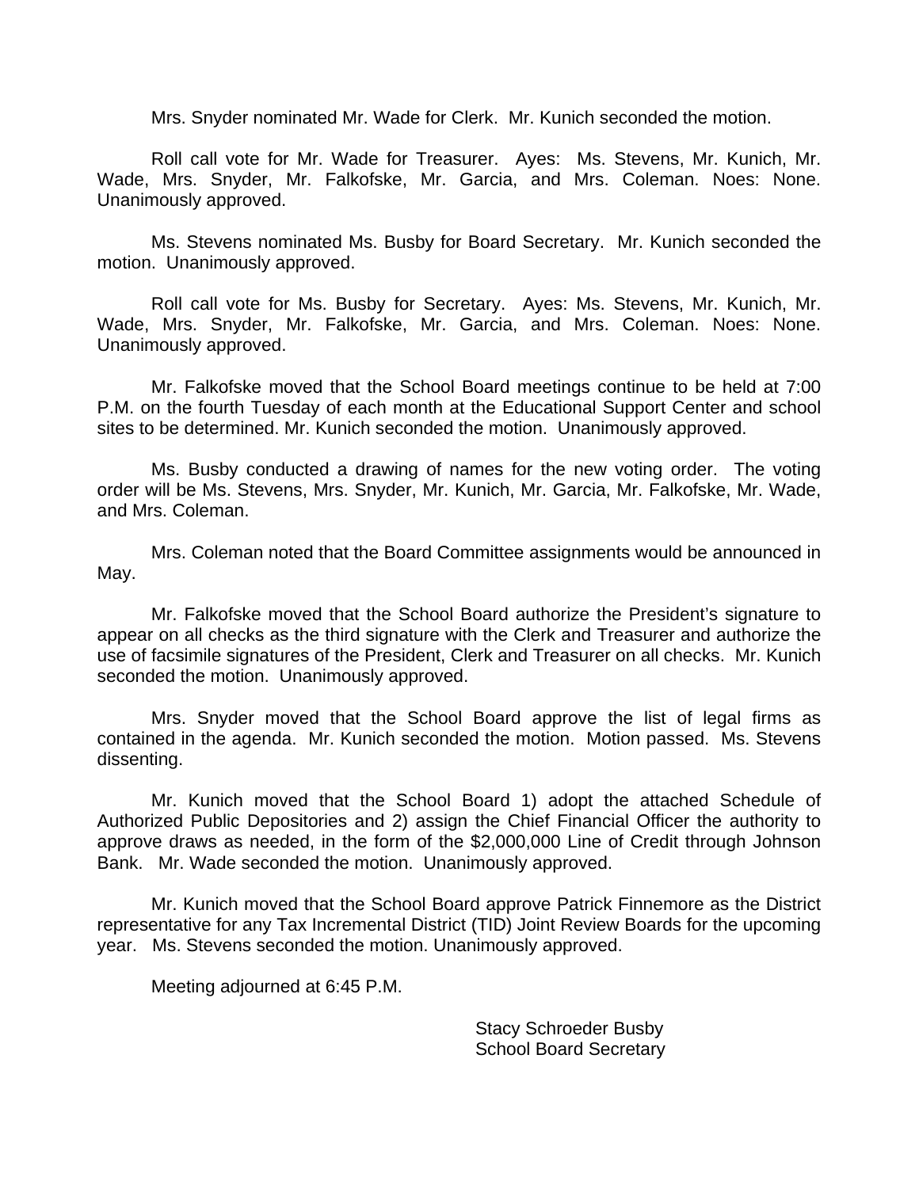Mrs. Snyder nominated Mr. Wade for Clerk. Mr. Kunich seconded the motion.

Roll call vote for Mr. Wade for Treasurer. Ayes: Ms. Stevens, Mr. Kunich, Mr. Wade, Mrs. Snyder, Mr. Falkofske, Mr. Garcia, and Mrs. Coleman. Noes: None. Unanimously approved.

Ms. Stevens nominated Ms. Busby for Board Secretary. Mr. Kunich seconded the motion. Unanimously approved.

Roll call vote for Ms. Busby for Secretary. Ayes: Ms. Stevens, Mr. Kunich, Mr. Wade, Mrs. Snyder, Mr. Falkofske, Mr. Garcia, and Mrs. Coleman. Noes: None. Unanimously approved.

Mr. Falkofske moved that the School Board meetings continue to be held at 7:00 P.M. on the fourth Tuesday of each month at the Educational Support Center and school sites to be determined. Mr. Kunich seconded the motion. Unanimously approved.

Ms. Busby conducted a drawing of names for the new voting order. The voting order will be Ms. Stevens, Mrs. Snyder, Mr. Kunich, Mr. Garcia, Mr. Falkofske, Mr. Wade, and Mrs. Coleman.

Mrs. Coleman noted that the Board Committee assignments would be announced in May.

Mr. Falkofske moved that the School Board authorize the President's signature to appear on all checks as the third signature with the Clerk and Treasurer and authorize the use of facsimile signatures of the President, Clerk and Treasurer on all checks. Mr. Kunich seconded the motion. Unanimously approved.

Mrs. Snyder moved that the School Board approve the list of legal firms as contained in the agenda. Mr. Kunich seconded the motion. Motion passed. Ms. Stevens dissenting.

Mr. Kunich moved that the School Board 1) adopt the attached Schedule of Authorized Public Depositories and 2) assign the Chief Financial Officer the authority to approve draws as needed, in the form of the $2,000,000 Line of Credit through Johnson Bank. Mr. Wade seconded the motion. Unanimously approved.

Mr. Kunich moved that the School Board approve Patrick Finnemore as the District representative for any Tax Incremental District (TID) Joint Review Boards for the upcoming year. Ms. Stevens seconded the motion. Unanimously approved.

Meeting adjourned at 6:45 P.M.

Stacy Schroeder Busby
School Board Secretary